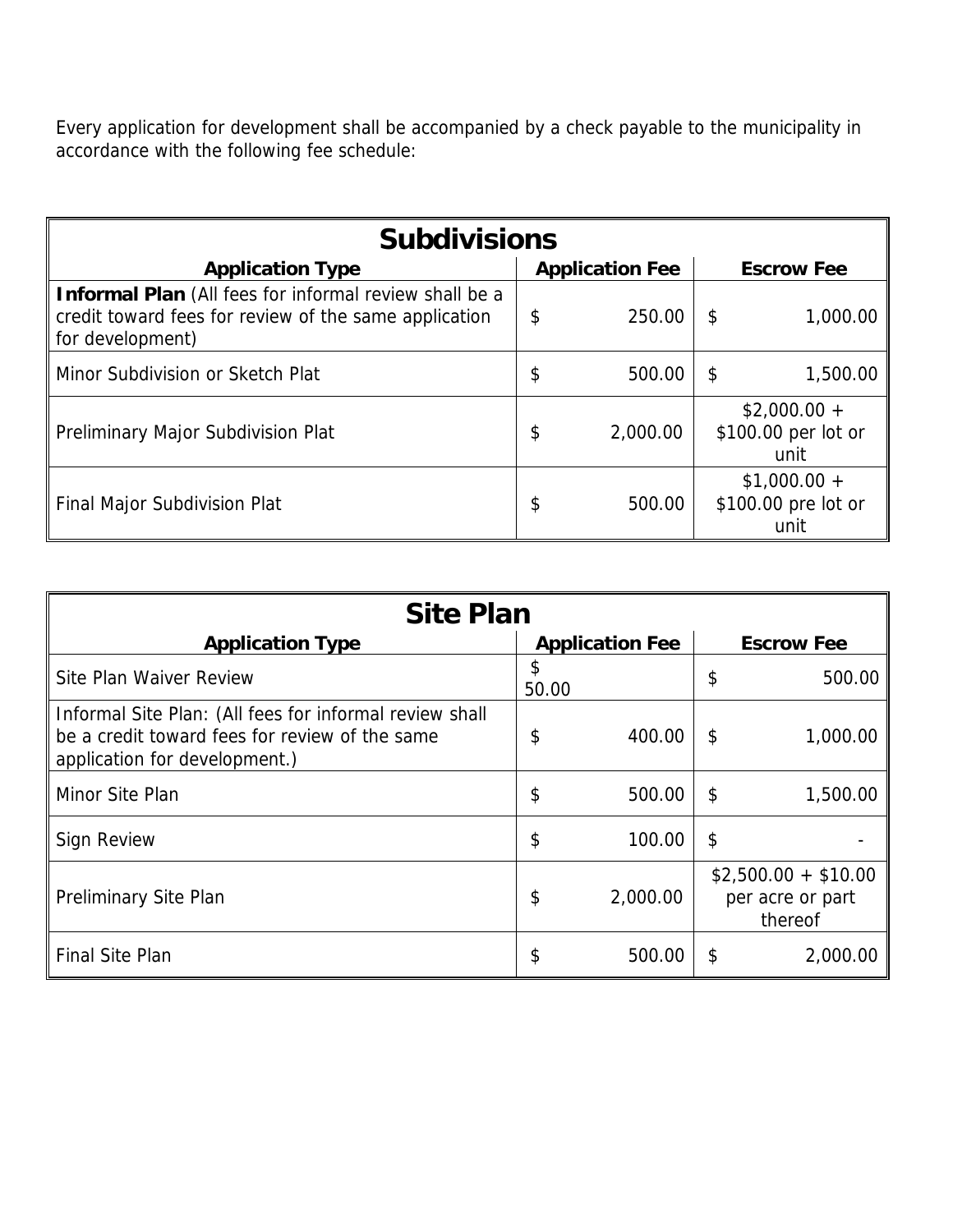Every application for development shall be accompanied by a check payable to the municipality in accordance with the following fee schedule:

| Subdivisions | | |
|---|---|---|
| **Application Type** | **Application Fee** | **Escrow Fee** |
| **Informal Plan** (All fees for informal review shall be a credit toward fees for review of the same application for development) | $ 250.00 | $ 1,000.00 |
| Minor Subdivision or Sketch Plat | $ 500.00 | $ 1,500.00 |
| Preliminary Major Subdivision Plat | $ 2,000.00 | $2,000.00 + $100.00 per lot or unit |
| Final Major Subdivision Plat | $ 500.00 | $1,000.00 + $100.00 pre lot or unit |

| Site Plan | | |
|---|---|---|
| **Application Type** | **Application Fee** | **Escrow Fee** |
| Site Plan Waiver Review | $ 50.00 | $ 500.00 |
| Informal Site Plan: (All fees for informal review shall be a credit toward fees for review of the same application for development.) | $ 400.00 | $ 1,000.00 |
| Minor Site Plan | $ 500.00 | $ 1,500.00 |
| Sign Review | $ 100.00 | $ - |
| Preliminary Site Plan | $ 2,000.00 | $2,500.00 + $10.00 per acre or part thereof |
| Final Site Plan | $ 500.00 | $ 2,000.00 |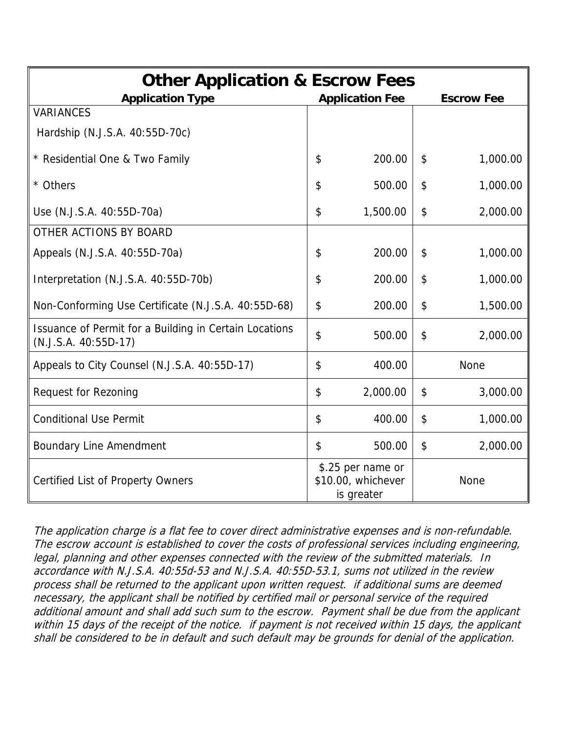## Other Application & Escrow Fees

| Application Type | Application Fee | Escrow Fee |
|---|---|---|
| VARIANCES | | |
| Hardship (N.J.S.A. 40:55D-70c) | | |
| * Residential One & Two Family | $ 200.00 | $ 1,000.00 |
| * Others | $ 500.00 | $ 1,000.00 |
| Use (N.J.S.A. 40:55D-70a) | $ 1,500.00 | $ 2,000.00 |
| OTHER ACTIONS BY BOARD | | |
| Appeals (N.J.S.A. 40:55D-70a) | $ 200.00 | $ 1,000.00 |
| Interpretation (N.J.S.A. 40:55D-70b) | $ 200.00 | $ 1,000.00 |
| Non-Conforming Use Certificate (N.J.S.A. 40:55D-68) | $ 200.00 | $ 1,500.00 |
| Issuance of Permit for a Building in Certain Locations (N.J.S.A. 40:55D-17) | $ 500.00 | $ 2,000.00 |
| Appeals to City Counsel (N.J.S.A. 40:55D-17) | $ 400.00 | None |
| Request for Rezoning | $ 2,000.00 | $ 3,000.00 |
| Conditional Use Permit | $ 400.00 | $ 1,000.00 |
| Boundary Line Amendment | $ 500.00 | $ 2,000.00 |
| Certified List of Property Owners | $.25 per name or $10.00, whichever is greater | None |

*The application charge is a flat fee to cover direct administrative expenses and is non-refundable. The escrow account is established to cover the costs of professional services including engineering, legal, planning and other expenses connected with the review of the submitted materials. In accordance with N.J.S.A. 40:55d-53 and N.J.S.A. 40:55D-53.1, sums not utilized in the review process shall be returned to the applicant upon written request. if additional sums are deemed necessary, the applicant shall be notified by certified mail or personal service of the required additional amount and shall add such sum to the escrow. Payment shall be due from the applicant within 15 days of the receipt of the notice. if payment is not received within 15 days, the applicant shall be considered to be in default and such default may be grounds for denial of the application.*